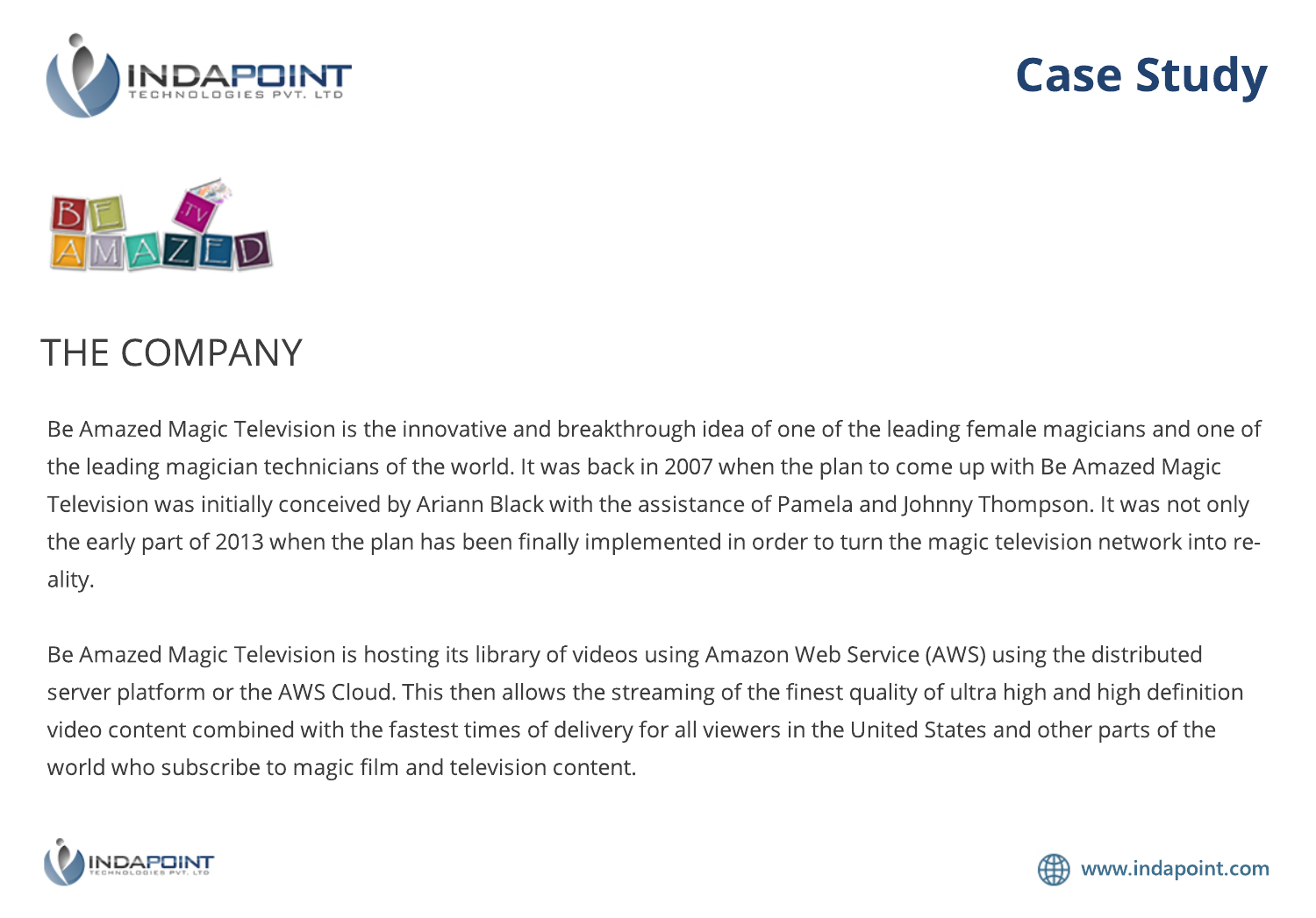# Case Study

## THE COMPANY

Be Amazed Magic Television is the innovative and breakthrough idea of one of the leading female magicians and one of the leading magician technicians of the world. It was back in 2007 when the plan to come up with Be Amazed Magic Television was initially conceived by Ariann Black with the assistance of Pamela and Johnny Thompson. It was not only the early part of 2013 when the plan has been finally implemented in order to turn the magic television network into reality.

Be Amazed Magic Television is hosting its library of videos using Amazon Web Service (AWS) using the distributed server platform or the AWS Cloud. This then allows the streaming of the finest quality of ultra high and high definition video content combined with the fastest times of delivery for all viewers in the United States and other parts of the world who subscribe to magic film and television content.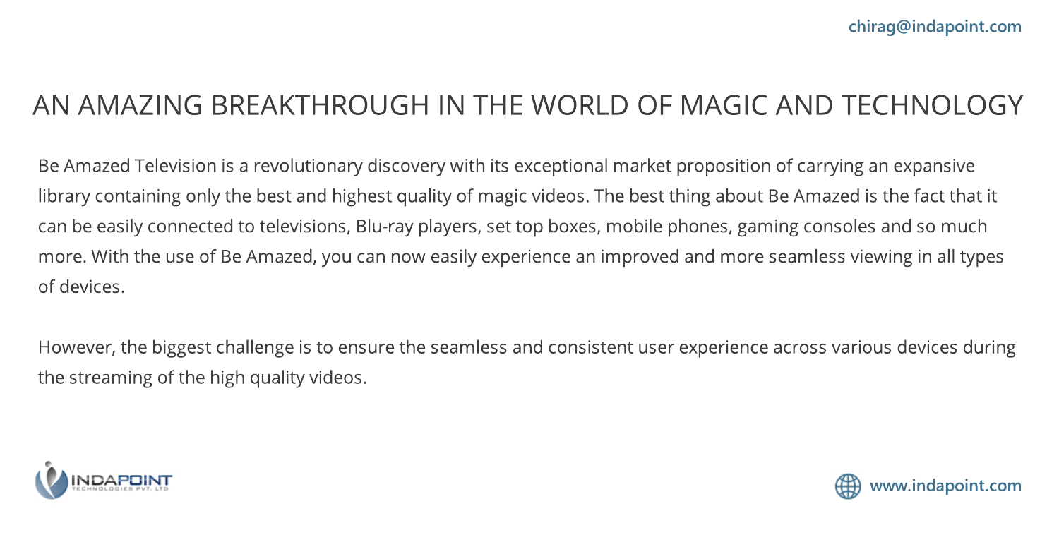# AN AMAZING BREAKTHROUGH IN THE WORLD OF MAGIC AND TECHNOLOGY

Be Amazed Television is a revolutionary discovery with its exceptional market proposition of carrying an expansive library containing only the best and highest quality of magic videos. The best thing about Be Amazed is the fact that it can be easily connected to televisions, Blu-ray players, set top boxes, mobile phones, gaming consoles and so much more. With the use of Be Amazed, you can now easily experience an improved and more seamless viewing in all types of devices.

However, the biggest challenge is to ensure the seamless and consistent user experience across various devices during the streaming of the high quality videos.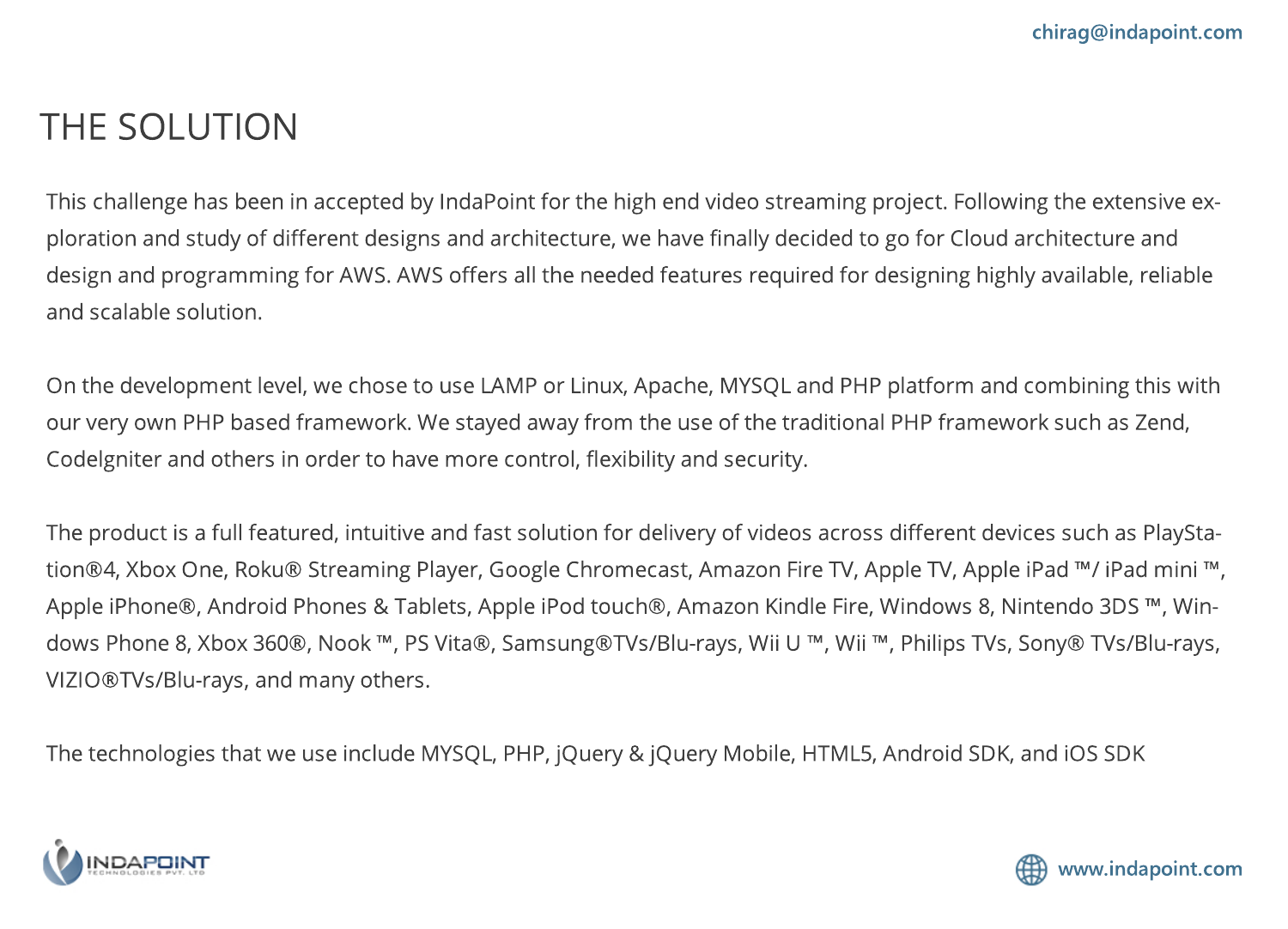# THE SOLUTION

This challenge has been in accepted by IndaPoint for the high end video streaming project. Following the extensive exploration and study of different designs and architecture, we have finally decided to go for Cloud architecture and design and programming for AWS. AWS offers all the needed features required for designing highly available, reliable and scalable solution.

On the development level, we chose to use LAMP or Linux, Apache, MYSQL and PHP platform and combining this with our very own PHP based framework. We stayed away from the use of the traditional PHP framework such as Zend, CodeIgniter and others in order to have more control, flexibility and security.

The product is a full featured, intuitive and fast solution for delivery of videos across different devices such as PlayStation®4, Xbox One, Roku® Streaming Player, Google Chromecast, Amazon Fire TV, Apple TV, Apple iPad ™/ iPad mini ™, Apple iPhone®, Android Phones & Tablets, Apple iPod touch®, Amazon Kindle Fire, Windows 8, Nintendo 3DS ™, Windows Phone 8, Xbox 360®, Nook ™, PS Vita®, Samsung®TVs/Blu-rays, Wii U ™, Wii ™, Philips TVs, Sony® TVs/Blu-rays, VIZIO®TVs/Blu-rays, and many others.

The technologies that we use include MYSQL, PHP, jQuery & jQuery Mobile, HTML5, Android SDK, and iOS SDK